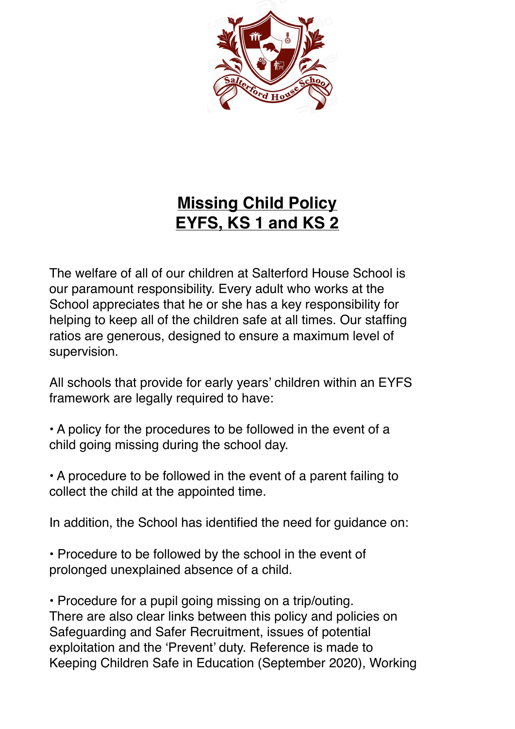# **Missing Child Policy**
# **EYFS, KS 1 and KS 2**

The welfare of all of our children at Salterford House School is our paramount responsibility. Every adult who works at the School appreciates that he or she has a key responsibility for helping to keep all of the children safe at all times. Our staffing ratios are generous, designed to ensure a maximum level of supervision.

All schools that provide for early years' children within an EYFS framework are legally required to have:

• A policy for the procedures to be followed in the event of a child going missing during the school day.

• A procedure to be followed in the event of a parent failing to collect the child at the appointed time.

In addition, the School has identified the need for guidance on:

• Procedure to be followed by the school in the event of prolonged unexplained absence of a child.

• Procedure for a pupil going missing on a trip/outing.
There are also clear links between this policy and policies on Safeguarding and Safer Recruitment, issues of potential exploitation and the 'Prevent' duty. Reference is made to Keeping Children Safe in Education (September 2020), Working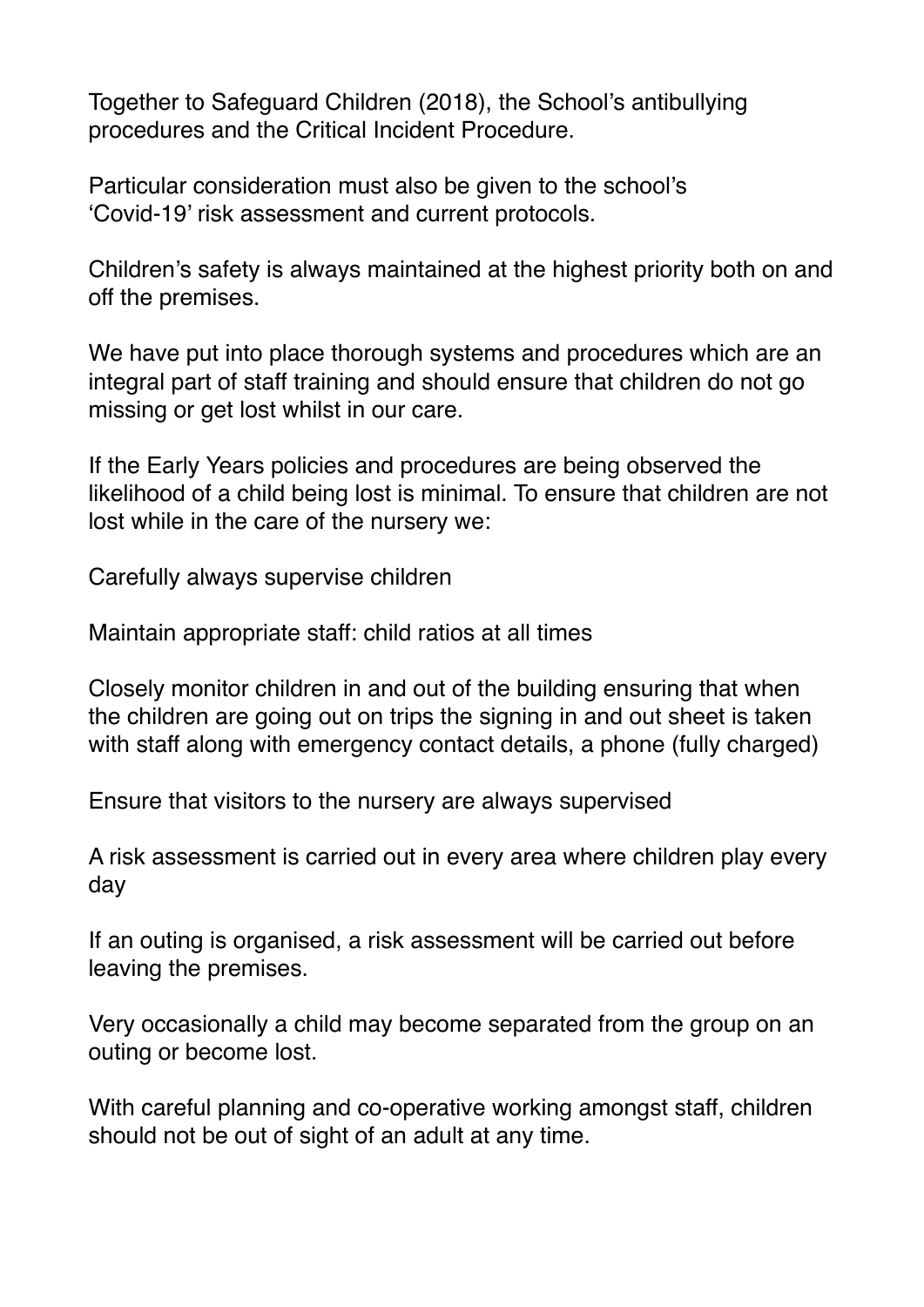Together to Safeguard Children (2018), the School's antibullying procedures and the Critical Incident Procedure.

Particular consideration must also be given to the school's 'Covid-19' risk assessment and current protocols.

Children's safety is always maintained at the highest priority both on and off the premises.

We have put into place thorough systems and procedures which are an integral part of staff training and should ensure that children do not go missing or get lost whilst in our care.

If the Early Years policies and procedures are being observed the likelihood of a child being lost is minimal. To ensure that children are not lost while in the care of the nursery we:

Carefully always supervise children

Maintain appropriate staff: child ratios at all times

Closely monitor children in and out of the building ensuring that when the children are going out on trips the signing in and out sheet is taken with staff along with emergency contact details, a phone (fully charged)

Ensure that visitors to the nursery are always supervised

A risk assessment is carried out in every area where children play every day

If an outing is organised, a risk assessment will be carried out before leaving the premises.

Very occasionally a child may become separated from the group on an outing or become lost.

With careful planning and co-operative working amongst staff, children should not be out of sight of an adult at any time.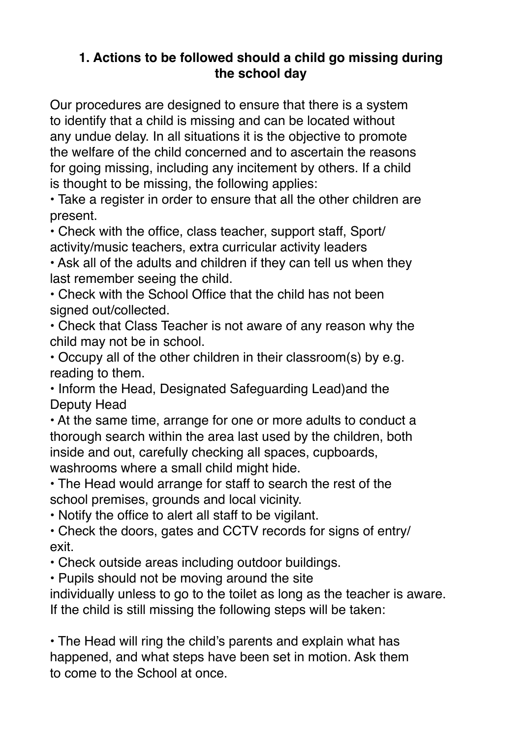### 1. Actions to be followed should a child go missing during the school day

Our procedures are designed to ensure that there is a system to identify that a child is missing and can be located without any undue delay. In all situations it is the objective to promote the welfare of the child concerned and to ascertain the reasons for going missing, including any incitement by others. If a child is thought to be missing, the following applies:

- Take a register in order to ensure that all the other children are present.
- Check with the office, class teacher, support staff, Sport/ activity/music teachers, extra curricular activity leaders
- Ask all of the adults and children if they can tell us when they last remember seeing the child.
- Check with the School Office that the child has not been signed out/collected.
- Check that Class Teacher is not aware of any reason why the child may not be in school.
- Occupy all of the other children in their classroom(s) by e.g. reading to them.
- Inform the Head, Designated Safeguarding Lead)and the Deputy Head
- At the same time, arrange for one or more adults to conduct a thorough search within the area last used by the children, both inside and out, carefully checking all spaces, cupboards, washrooms where a small child might hide.
- The Head would arrange for staff to search the rest of the school premises, grounds and local vicinity.
- Notify the office to alert all staff to be vigilant.
- Check the doors, gates and CCTV records for signs of entry/ exit.
- Check outside areas including outdoor buildings.
- Pupils should not be moving around the site individually unless to go to the toilet as long as the teacher is aware.

If the child is still missing the following steps will be taken:

- The Head will ring the child's parents and explain what has happened, and what steps have been set in motion. Ask them to come to the School at once.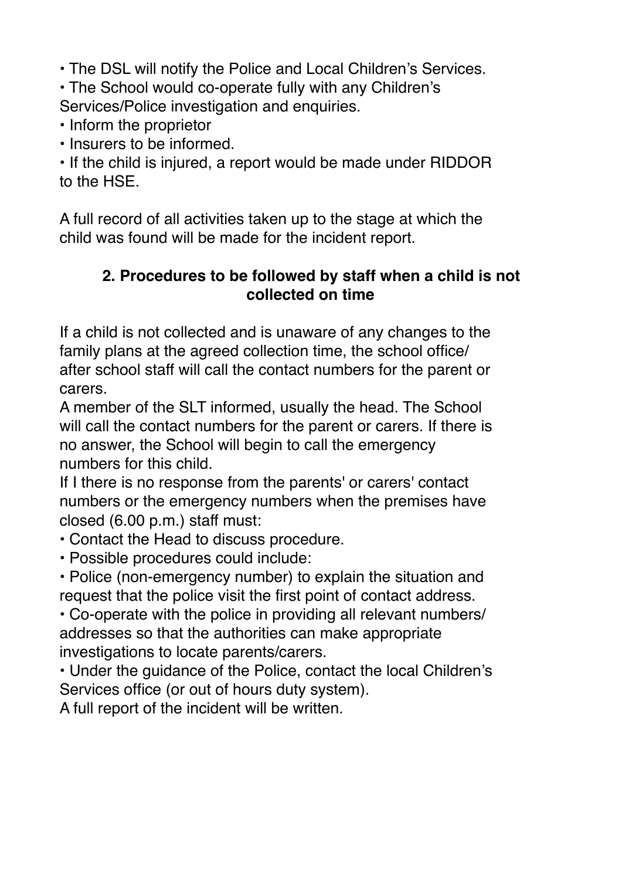- The DSL will notify the Police and Local Children's Services.
- The School would co-operate fully with any Children's Services/Police investigation and enquiries.
- Inform the proprietor
- Insurers to be informed.
- If the child is injured, a report would be made under RIDDOR to the HSE.

A full record of all activities taken up to the stage at which the child was found will be made for the incident report.

### 2. Procedures to be followed by staff when a child is not collected on time

If a child is not collected and is unaware of any changes to the family plans at the agreed collection time, the school office/ after school staff will call the contact numbers for the parent or carers.

A member of the SLT informed, usually the head. The School will call the contact numbers for the parent or carers. If there is no answer, the School will begin to call the emergency numbers for this child.

If I there is no response from the parents' or carers' contact numbers or the emergency numbers when the premises have closed (6.00 p.m.) staff must:

- Contact the Head to discuss procedure.
- Possible procedures could include:
- Police (non-emergency number) to explain the situation and request that the police visit the first point of contact address.
- Co-operate with the police in providing all relevant numbers/ addresses so that the authorities can make appropriate investigations to locate parents/carers.
- Under the guidance of the Police, contact the local Children's Services office (or out of hours duty system).

A full report of the incident will be written.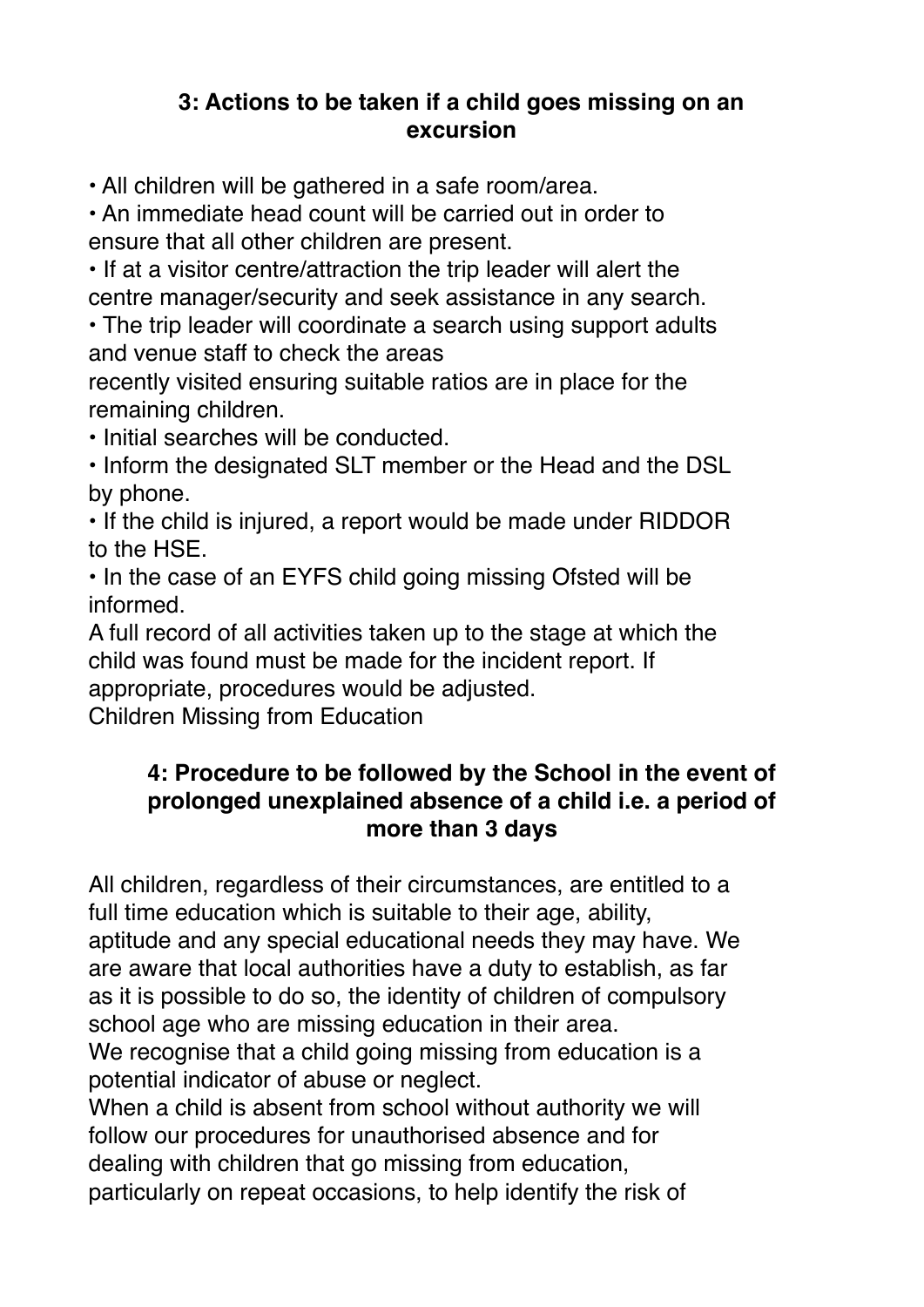### 3: Actions to be taken if a child goes missing on an excursion

- All children will be gathered in a safe room/area.
- An immediate head count will be carried out in order to ensure that all other children are present.
- If at a visitor centre/attraction the trip leader will alert the centre manager/security and seek assistance in any search.
- The trip leader will coordinate a search using support adults and venue staff to check the areas recently visited ensuring suitable ratios are in place for the remaining children.
- Initial searches will be conducted.
- Inform the designated SLT member or the Head and the DSL by phone.
- If the child is injured, a report would be made under RIDDOR to the HSE.
- In the case of an EYFS child going missing Ofsted will be informed.

A full record of all activities taken up to the stage at which the child was found must be made for the incident report. If appropriate, procedures would be adjusted.

Children Missing from Education

### 4: Procedure to be followed by the School in the event of prolonged unexplained absence of a child i.e. a period of more than 3 days

All children, regardless of their circumstances, are entitled to a full time education which is suitable to their age, ability, aptitude and any special educational needs they may have. We are aware that local authorities have a duty to establish, as far as it is possible to do so, the identity of children of compulsory school age who are missing education in their area.

We recognise that a child going missing from education is a potential indicator of abuse or neglect.

When a child is absent from school without authority we will follow our procedures for unauthorised absence and for dealing with children that go missing from education, particularly on repeat occasions, to help identify the risk of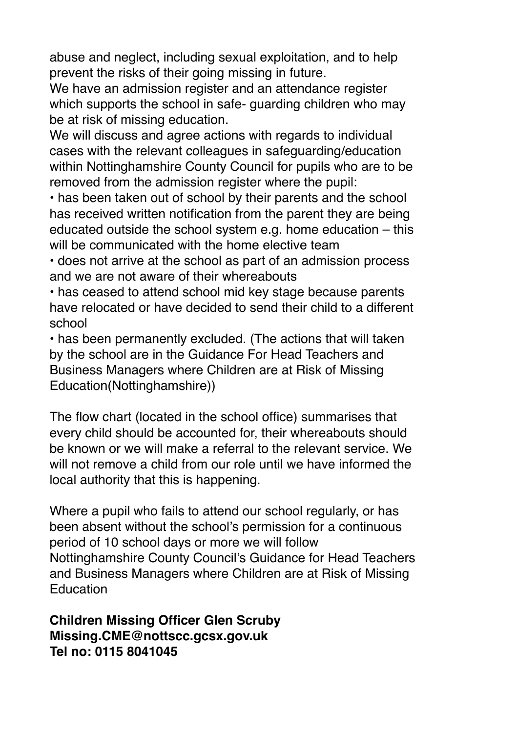abuse and neglect, including sexual exploitation, and to help prevent the risks of their going missing in future.

We have an admission register and an attendance register which supports the school in safe- guarding children who may be at risk of missing education.

We will discuss and agree actions with regards to individual cases with the relevant colleagues in safeguarding/education within Nottinghamshire County Council for pupils who are to be removed from the admission register where the pupil:

- has been taken out of school by their parents and the school has received written notification from the parent they are being educated outside the school system e.g. home education – this will be communicated with the home elective team
- does not arrive at the school as part of an admission process and we are not aware of their whereabouts
- has ceased to attend school mid key stage because parents have relocated or have decided to send their child to a different school
- has been permanently excluded. (The actions that will taken by the school are in the Guidance For Head Teachers and Business Managers where Children are at Risk of Missing Education(Nottinghamshire))

The flow chart (located in the school office) summarises that every child should be accounted for, their whereabouts should be known or we will make a referral to the relevant service. We will not remove a child from our role until we have informed the local authority that this is happening.

Where a pupil who fails to attend our school regularly, or has been absent without the school's permission for a continuous period of 10 school days or more we will follow Nottinghamshire County Council's Guidance for Head Teachers and Business Managers where Children are at Risk of Missing Education

**Children Missing Officer Glen Scruby**
**Missing.CME@nottscc.gcsx.gov.uk**
**Tel no: 0115 8041045**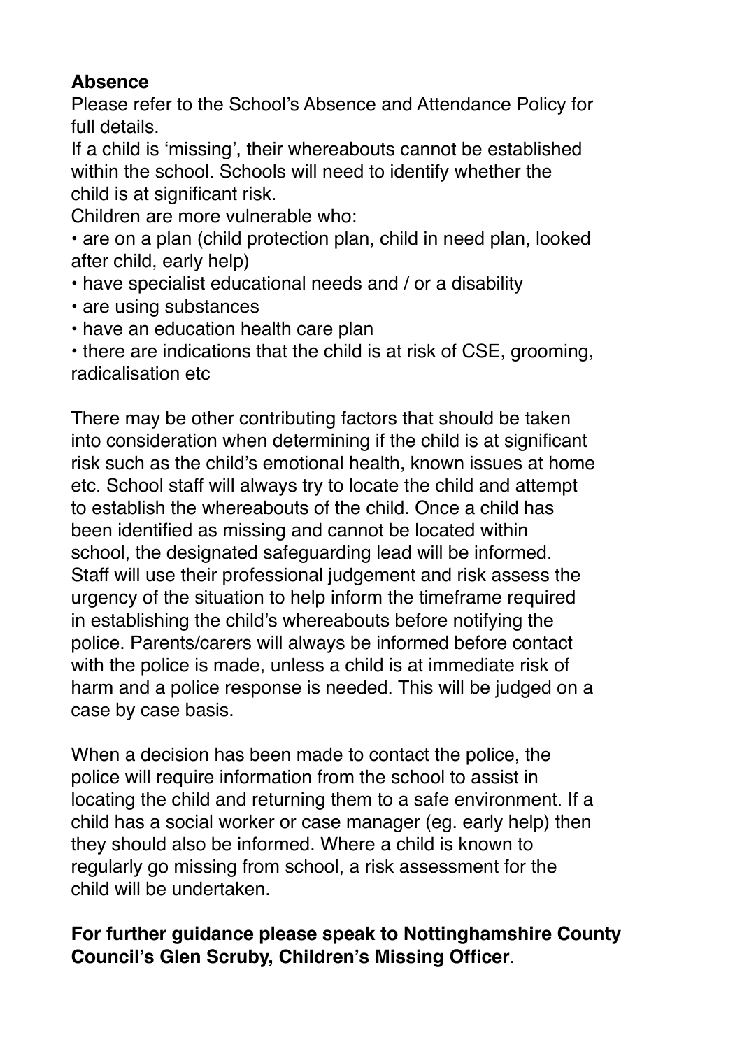**Absence**

Please refer to the School's Absence and Attendance Policy for full details.

If a child is 'missing', their whereabouts cannot be established within the school. Schools will need to identify whether the child is at significant risk.

Children are more vulnerable who:

- are on a plan (child protection plan, child in need plan, looked after child, early help)
- have specialist educational needs and / or a disability
- are using substances
- have an education health care plan
- there are indications that the child is at risk of CSE, grooming, radicalisation etc

There may be other contributing factors that should be taken into consideration when determining if the child is at significant risk such as the child's emotional health, known issues at home etc. School staff will always try to locate the child and attempt to establish the whereabouts of the child. Once a child has been identified as missing and cannot be located within school, the designated safeguarding lead will be informed. Staff will use their professional judgement and risk assess the urgency of the situation to help inform the timeframe required in establishing the child's whereabouts before notifying the police. Parents/carers will always be informed before contact with the police is made, unless a child is at immediate risk of harm and a police response is needed. This will be judged on a case by case basis.

When a decision has been made to contact the police, the police will require information from the school to assist in locating the child and returning them to a safe environment. If a child has a social worker or case manager (eg. early help) then they should also be informed. Where a child is known to regularly go missing from school, a risk assessment for the child will be undertaken.

**For further guidance please speak to Nottinghamshire County Council's Glen Scruby, Children's Missing Officer**.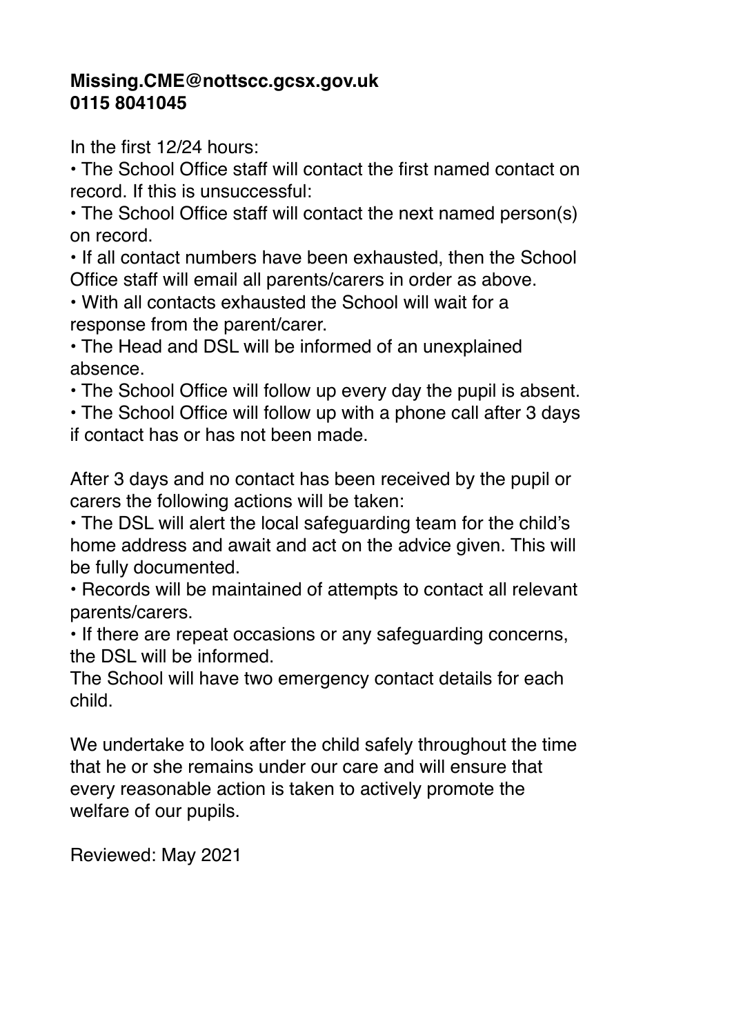**Missing.CME@nottscc.gcsx.gov.uk**
**0115 8041045**

In the first 12/24 hours:

- The School Office staff will contact the first named contact on record. If this is unsuccessful:
- The School Office staff will contact the next named person(s) on record.
- If all contact numbers have been exhausted, then the School Office staff will email all parents/carers in order as above.
- With all contacts exhausted the School will wait for a response from the parent/carer.
- The Head and DSL will be informed of an unexplained absence.
- The School Office will follow up every day the pupil is absent.
- The School Office will follow up with a phone call after 3 days if contact has or has not been made.

After 3 days and no contact has been received by the pupil or carers the following actions will be taken:

- The DSL will alert the local safeguarding team for the child's home address and await and act on the advice given. This will be fully documented.
- Records will be maintained of attempts to contact all relevant parents/carers.
- If there are repeat occasions or any safeguarding concerns, the DSL will be informed.

The School will have two emergency contact details for each child.

We undertake to look after the child safely throughout the time that he or she remains under our care and will ensure that every reasonable action is taken to actively promote the welfare of our pupils.

Reviewed: May 2021